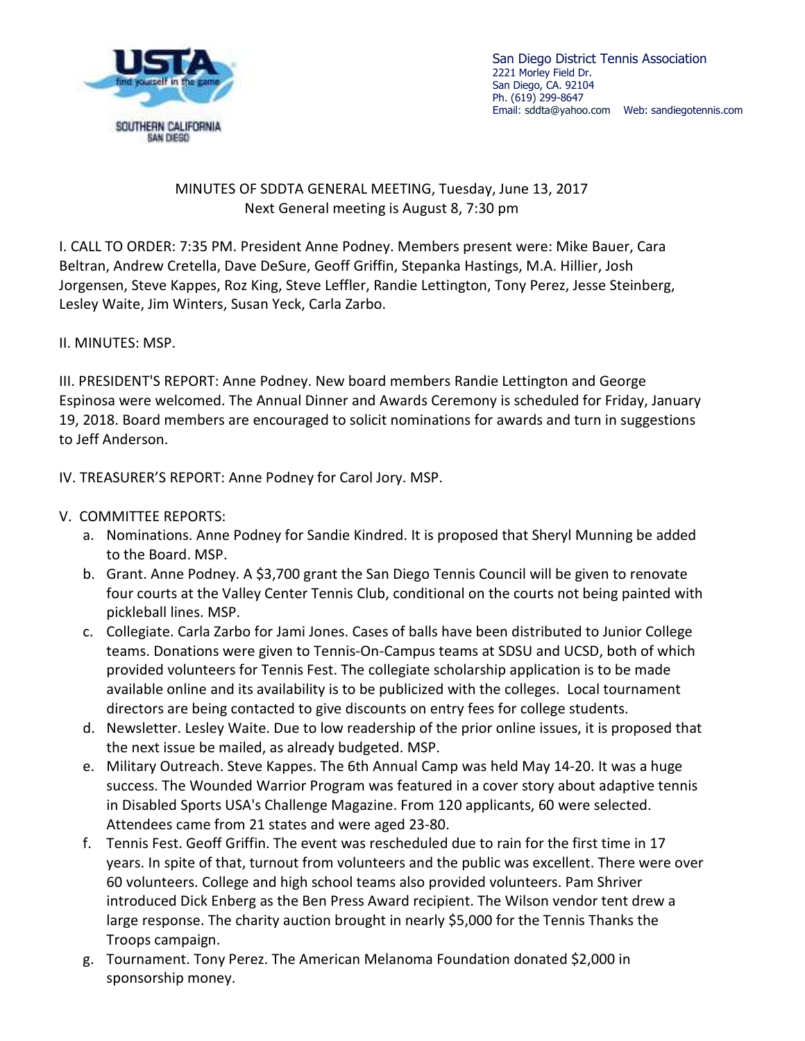San Diego District Tennis Association
2221 Morley Field Dr.
San Diego, CA. 92104
Ph. (619) 299-8647
Email: sddta@yahoo.com Web: sandiegotennis.com

MINUTES OF SDDTA GENERAL MEETING, Tuesday, June 13, 2017
Next General meeting is August 8, 7:30 pm

I. CALL TO ORDER: 7:35 PM. President Anne Podney. Members present were: Mike Bauer, Cara Beltran, Andrew Cretella, Dave DeSure, Geoff Griffin, Stepanka Hastings, M.A. Hillier, Josh Jorgensen, Steve Kappes, Roz King, Steve Leffler, Randie Lettington, Tony Perez, Jesse Steinberg, Lesley Waite, Jim Winters, Susan Yeck, Carla Zarbo.

II. MINUTES: MSP.

III. PRESIDENT'S REPORT: Anne Podney. New board members Randie Lettington and George Espinosa were welcomed. The Annual Dinner and Awards Ceremony is scheduled for Friday, January 19, 2018. Board members are encouraged to solicit nominations for awards and turn in suggestions to Jeff Anderson.

IV. TREASURER'S REPORT: Anne Podney for Carol Jory. MSP.

V. COMMITTEE REPORTS:

a. Nominations. Anne Podney for Sandie Kindred. It is proposed that Sheryl Munning be added to the Board. MSP.
b. Grant. Anne Podney. A $3,700 grant the San Diego Tennis Council will be given to renovate four courts at the Valley Center Tennis Club, conditional on the courts not being painted with pickleball lines. MSP.
c. Collegiate. Carla Zarbo for Jami Jones. Cases of balls have been distributed to Junior College teams. Donations were given to Tennis-On-Campus teams at SDSU and UCSD, both of which provided volunteers for Tennis Fest. The collegiate scholarship application is to be made available online and its availability is to be publicized with the colleges. Local tournament directors are being contacted to give discounts on entry fees for college students.
d. Newsletter. Lesley Waite. Due to low readership of the prior online issues, it is proposed that the next issue be mailed, as already budgeted. MSP.
e. Military Outreach. Steve Kappes. The 6th Annual Camp was held May 14-20. It was a huge success. The Wounded Warrior Program was featured in a cover story about adaptive tennis in Disabled Sports USA's Challenge Magazine. From 120 applicants, 60 were selected. Attendees came from 21 states and were aged 23-80.
f. Tennis Fest. Geoff Griffin. The event was rescheduled due to rain for the first time in 17 years. In spite of that, turnout from volunteers and the public was excellent. There were over 60 volunteers. College and high school teams also provided volunteers. Pam Shriver introduced Dick Enberg as the Ben Press Award recipient. The Wilson vendor tent drew a large response. The charity auction brought in nearly $5,000 for the Tennis Thanks the Troops campaign.
g. Tournament. Tony Perez. The American Melanoma Foundation donated $2,000 in sponsorship money.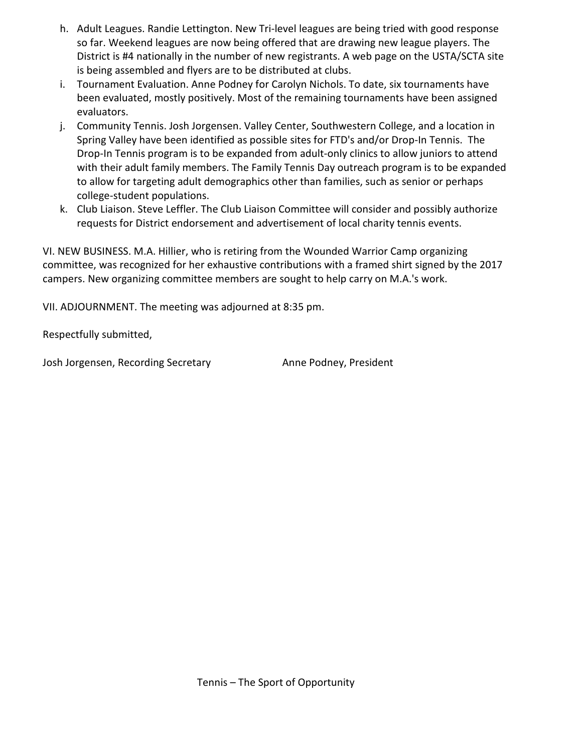h. Adult Leagues. Randie Lettington. New Tri-level leagues are being tried with good response so far. Weekend leagues are now being offered that are drawing new league players. The District is #4 nationally in the number of new registrants. A web page on the USTA/SCTA site is being assembled and flyers are to be distributed at clubs.

i. Tournament Evaluation. Anne Podney for Carolyn Nichols. To date, six tournaments have been evaluated, mostly positively. Most of the remaining tournaments have been assigned evaluators.

j. Community Tennis. Josh Jorgensen. Valley Center, Southwestern College, and a location in Spring Valley have been identified as possible sites for FTD's and/or Drop-In Tennis. The Drop-In Tennis program is to be expanded from adult-only clinics to allow juniors to attend with their adult family members. The Family Tennis Day outreach program is to be expanded to allow for targeting adult demographics other than families, such as senior or perhaps college-student populations.

k. Club Liaison. Steve Leffler. The Club Liaison Committee will consider and possibly authorize requests for District endorsement and advertisement of local charity tennis events.

VI. NEW BUSINESS. M.A. Hillier, who is retiring from the Wounded Warrior Camp organizing committee, was recognized for her exhaustive contributions with a framed shirt signed by the 2017 campers. New organizing committee members are sought to help carry on M.A.'s work.

VII. ADJOURNMENT. The meeting was adjourned at 8:35 pm.

Respectfully submitted,

Josh Jorgensen, Recording Secretary

Anne Podney, President

Tennis – The Sport of Opportunity